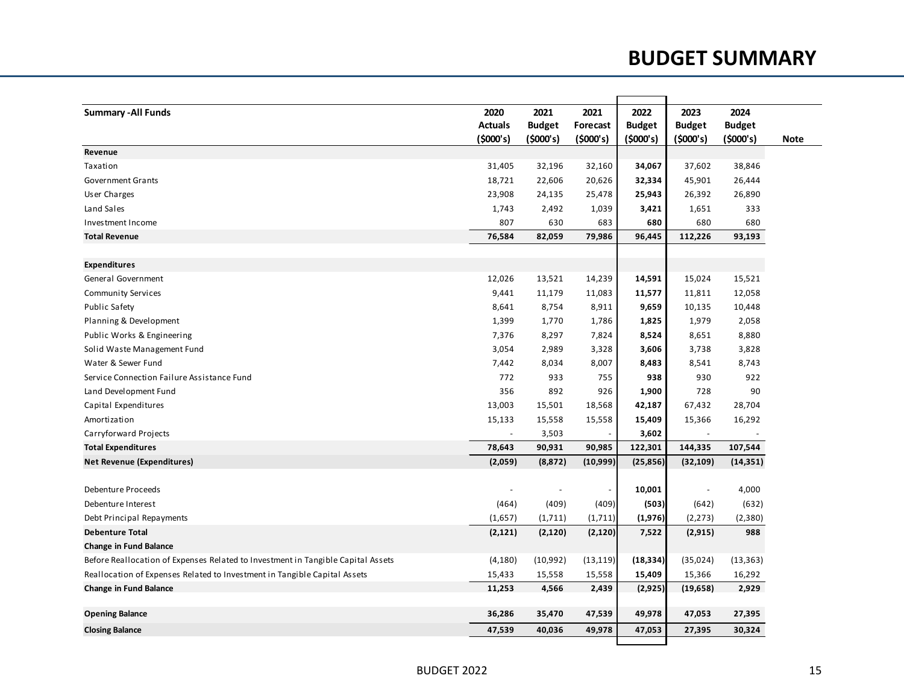# BUDGET SUMMARY

| Summary -All Funds | 2020 Actuals ($000's) | 2021 Budget ($000's) | 2021 Forecast ($000's) | 2022 Budget ($000's) | 2023 Budget ($000's) | 2024 Budget ($000's) | Note |
|---|---|---|---|---|---|---|---|
| **Revenue** | | | | | | | |
| Taxation | 31,405 | 32,196 | 32,160 | **34,067** | 37,602 | 38,846 | |
| Government Grants | 18,721 | 22,606 | 20,626 | **32,334** | 45,901 | 26,444 | |
| User Charges | 23,908 | 24,135 | 25,478 | **25,943** | 26,392 | 26,890 | |
| Land Sales | 1,743 | 2,492 | 1,039 | **3,421** | 1,651 | 333 | |
| Investment Income | 807 | 630 | 683 | **680** | 680 | 680 | |
| **Total Revenue** | **76,584** | **82,059** | **79,986** | **96,445** | **112,226** | **93,193** | |
| | | | | | | | |
| **Expenditures** | | | | | | | |
| General Government | 12,026 | 13,521 | 14,239 | **14,591** | 15,024 | 15,521 | |
| Community Services | 9,441 | 11,179 | 11,083 | **11,577** | 11,811 | 12,058 | |
| Public Safety | 8,641 | 8,754 | 8,911 | **9,659** | 10,135 | 10,448 | |
| Planning & Development | 1,399 | 1,770 | 1,786 | **1,825** | 1,979 | 2,058 | |
| Public Works & Engineering | 7,376 | 8,297 | 7,824 | **8,524** | 8,651 | 8,880 | |
| Solid Waste Management Fund | 3,054 | 2,989 | 3,328 | **3,606** | 3,738 | 3,828 | |
| Water & Sewer Fund | 7,442 | 8,034 | 8,007 | **8,483** | 8,541 | 8,743 | |
| Service Connection Failure Assistance Fund | 772 | 933 | 755 | **938** | 930 | 922 | |
| Land Development Fund | 356 | 892 | 926 | **1,900** | 728 | 90 | |
| Capital Expenditures | 13,003 | 15,501 | 18,568 | **42,187** | 67,432 | 28,704 | |
| Amortization | 15,133 | 15,558 | 15,558 | **15,409** | 15,366 | 16,292 | |
| Carryforward Projects | - | 3,503 | - | **3,602** | - | - | |
| **Total Expenditures** | **78,643** | **90,931** | **90,985** | **122,301** | **144,335** | **107,544** | |
| **Net Revenue (Expenditures)** | **(2,059)** | **(8,872)** | **(10,999)** | **(25,856)** | **(32,109)** | **(14,351)** | |
| | | | | | | | |
| Debenture Proceeds | - | - | - | **10,001** | - | 4,000 | |
| Debenture Interest | (464) | (409) | (409) | **(503)** | (642) | (632) | |
| Debt Principal Repayments | (1,657) | (1,711) | (1,711) | **(1,976)** | (2,273) | (2,380) | |
| **Debenture Total** | **(2,121)** | **(2,120)** | **(2,120)** | **7,522** | **(2,915)** | **988** | |
| **Change in Fund Balance** | | | | | | | |
| Before Reallocation of Expenses Related to Investment in Tangible Capital Assets | (4,180) | (10,992) | (13,119) | **(18,334)** | (35,024) | (13,363) | |
| Reallocation of Expenses Related to Investment in Tangible Capital Assets | 15,433 | 15,558 | 15,558 | **15,409** | 15,366 | 16,292 | |
| **Change in Fund Balance** | **11,253** | **4,566** | **2,439** | **(2,925)** | **(19,658)** | **2,929** | |
| | | | | | | | |
| **Opening Balance** | **36,286** | **35,470** | **47,539** | **49,978** | **47,053** | **27,395** | |
| **Closing Balance** | **47,539** | **40,036** | **49,978** | **47,053** | **27,395** | **30,324** | |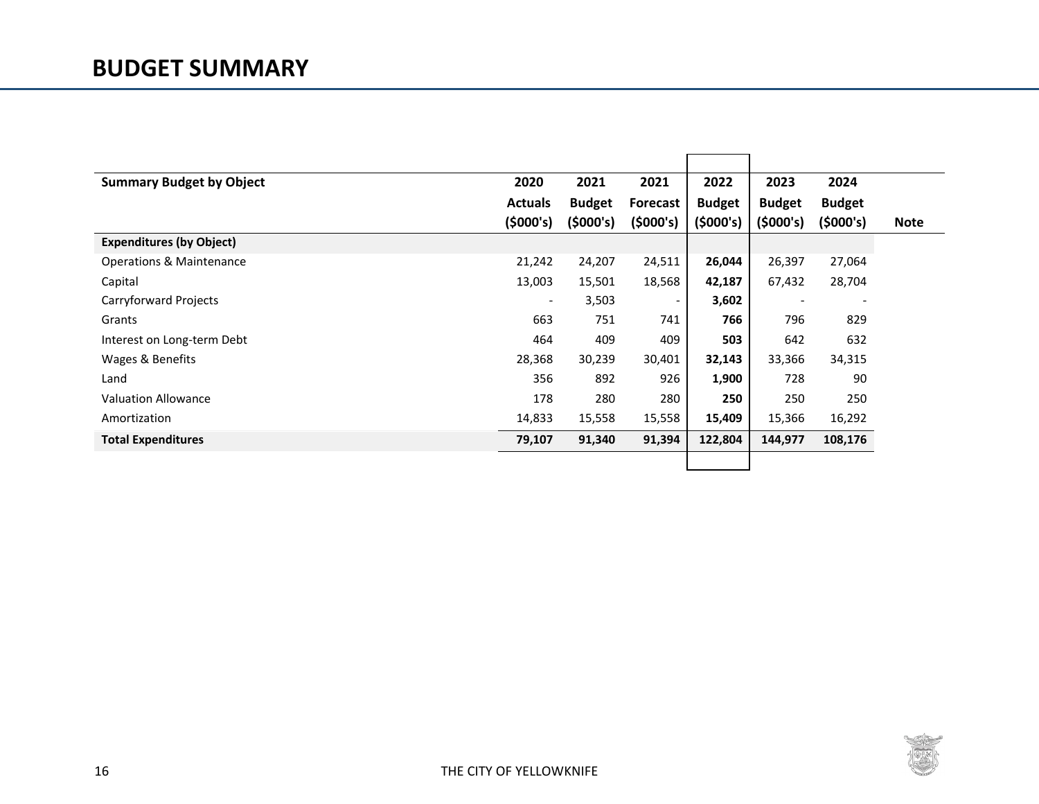# BUDGET SUMMARY

| Summary Budget by Object | 2020 Actuals ($000's) | 2021 Budget ($000's) | 2021 Forecast ($000's) | 2022 Budget ($000's) | 2023 Budget ($000's) | 2024 Budget ($000's) | Note |
|---|---|---|---|---|---|---|---|
| **Expenditures (by Object)** | | | | | | | |
| Operations & Maintenance | 21,242 | 24,207 | 24,511 | **26,044** | 26,397 | 27,064 | |
| Capital | 13,003 | 15,501 | 18,568 | **42,187** | 67,432 | 28,704 | |
| Carryforward Projects | - | 3,503 | - | **3,602** | - | - | |
| Grants | 663 | 751 | 741 | **766** | 796 | 829 | |
| Interest on Long-term Debt | 464 | 409 | 409 | **503** | 642 | 632 | |
| Wages & Benefits | 28,368 | 30,239 | 30,401 | **32,143** | 33,366 | 34,315 | |
| Land | 356 | 892 | 926 | **1,900** | 728 | 90 | |
| Valuation Allowance | 178 | 280 | 280 | **250** | 250 | 250 | |
| Amortization | 14,833 | 15,558 | 15,558 | **15,409** | 15,366 | 16,292 | |
| **Total Expenditures** | **79,107** | **91,340** | **91,394** | **122,804** | **144,977** | **108,176** | |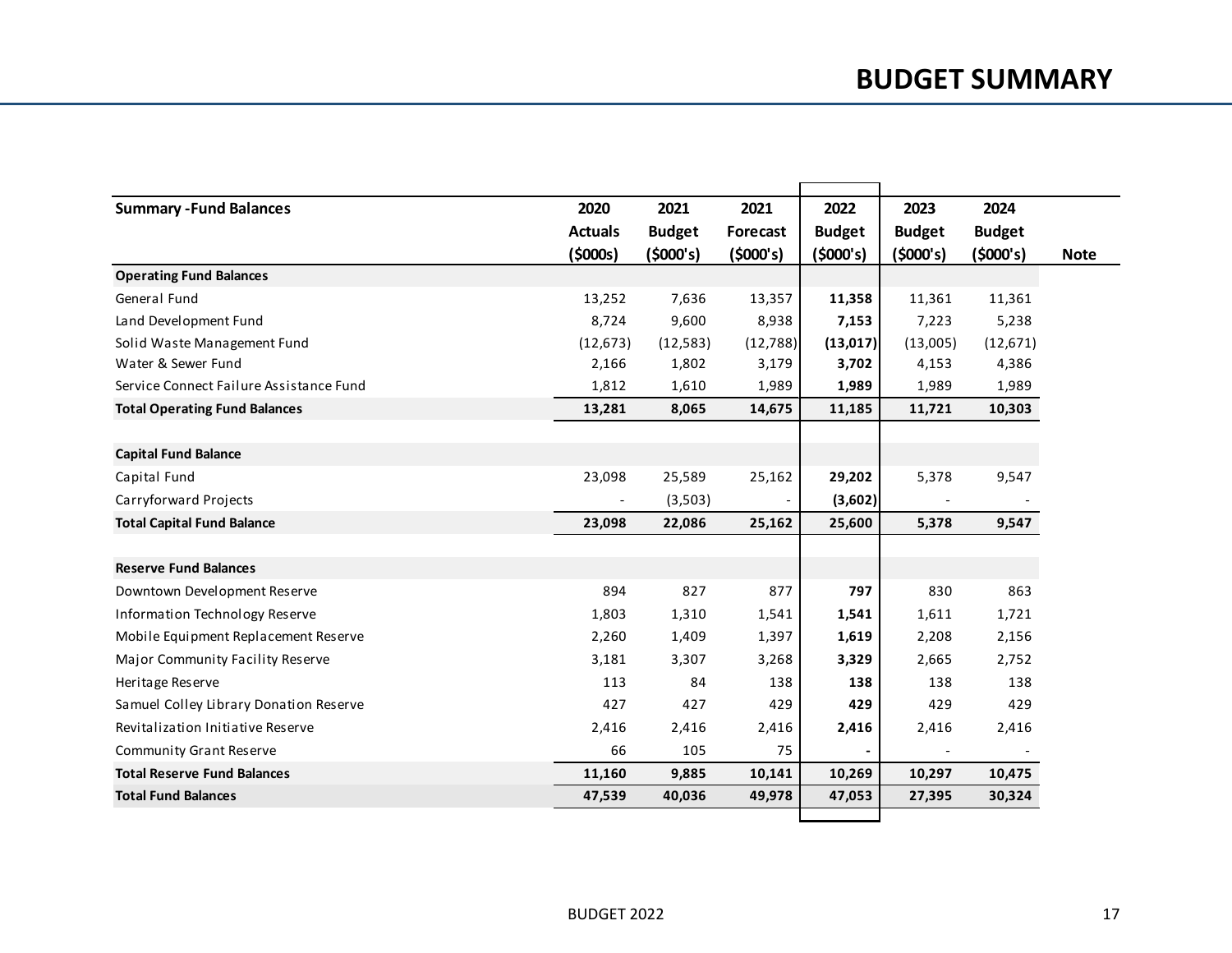# BUDGET SUMMARY

| Summary -Fund Balances | 2020 Actuals ($000s) | 2021 Budget ($000's) | 2021 Forecast ($000's) | 2022 Budget ($000's) | 2023 Budget ($000's) | 2024 Budget ($000's) | Note |
|---|---|---|---|---|---|---|---|
| **Operating Fund Balances** | | | | | | | |
| General Fund | 13,252 | 7,636 | 13,357 | **11,358** | 11,361 | 11,361 | |
| Land Development Fund | 8,724 | 9,600 | 8,938 | **7,153** | 7,223 | 5,238 | |
| Solid Waste Management Fund | (12,673) | (12,583) | (12,788) | **(13,017)** | (13,005) | (12,671) | |
| Water & Sewer Fund | 2,166 | 1,802 | 3,179 | **3,702** | 4,153 | 4,386 | |
| Service Connect Failure Assistance Fund | 1,812 | 1,610 | 1,989 | **1,989** | 1,989 | 1,989 | |
| **Total Operating Fund Balances** | **13,281** | **8,065** | **14,675** | **11,185** | **11,721** | **10,303** | |
| | | | | | | | |
| **Capital Fund Balance** | | | | | | | |
| Capital Fund | 23,098 | 25,589 | 25,162 | **29,202** | 5,378 | 9,547 | |
| Carryforward Projects | - | (3,503) | - | **(3,602)** | - | - | |
| **Total Capital Fund Balance** | **23,098** | **22,086** | **25,162** | **25,600** | **5,378** | **9,547** | |
| | | | | | | | |
| **Reserve Fund Balances** | | | | | | | |
| Downtown Development Reserve | 894 | 827 | 877 | **797** | 830 | 863 | |
| Information Technology Reserve | 1,803 | 1,310 | 1,541 | **1,541** | 1,611 | 1,721 | |
| Mobile Equipment Replacement Reserve | 2,260 | 1,409 | 1,397 | **1,619** | 2,208 | 2,156 | |
| Major Community Facility Reserve | 3,181 | 3,307 | 3,268 | **3,329** | 2,665 | 2,752 | |
| Heritage Reserve | 113 | 84 | 138 | **138** | 138 | 138 | |
| Samuel Colley Library Donation Reserve | 427 | 427 | 429 | **429** | 429 | 429 | |
| Revitalization Initiative Reserve | 2,416 | 2,416 | 2,416 | **2,416** | 2,416 | 2,416 | |
| Community Grant Reserve | 66 | 105 | 75 | **-** | - | - | |
| **Total Reserve Fund Balances** | **11,160** | **9,885** | **10,141** | **10,269** | **10,297** | **10,475** | |
| **Total Fund Balances** | **47,539** | **40,036** | **49,978** | **47,053** | **27,395** | **30,324** | |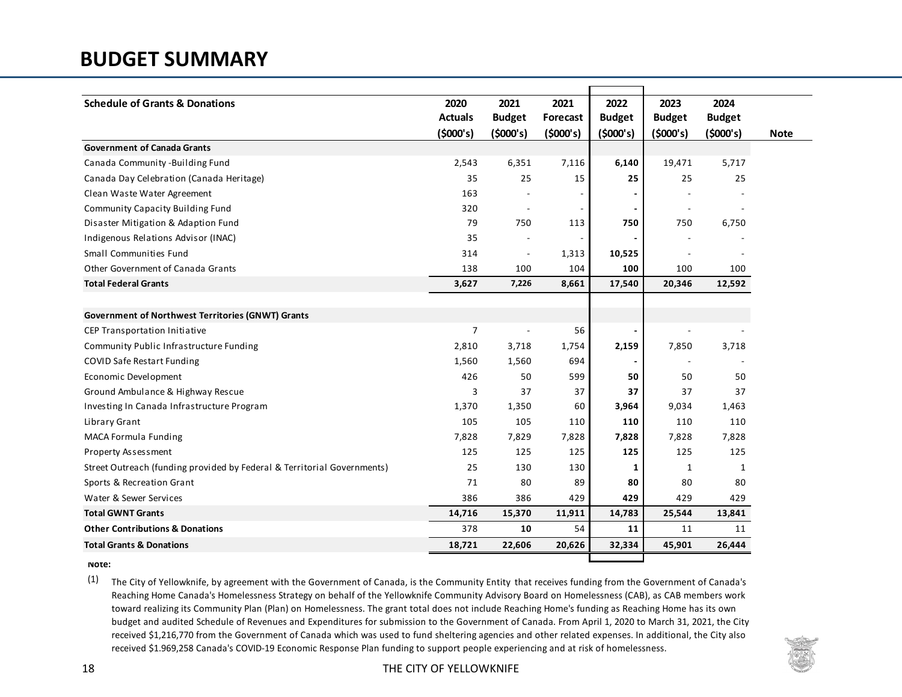# BUDGET SUMMARY

| Schedule of Grants & Donations | 2020 Actuals ($000's) | 2021 Budget ($000's) | 2021 Forecast ($000's) | 2022 Budget ($000's) | 2023 Budget ($000's) | 2024 Budget ($000's) | Note |
|---|---|---|---|---|---|---|---|
| **Government of Canada Grants** | | | | | | | |
| Canada Community -Building Fund | 2,543 | 6,351 | 7,116 | **6,140** | 19,471 | 5,717 | |
| Canada Day Celebration (Canada Heritage) | 35 | 25 | 15 | **25** | 25 | 25 | |
| Clean Waste Water Agreement | 163 | - | - | **-** | - | - | |
| Community Capacity Building Fund | 320 | - | - | **-** | - | - | |
| Disaster Mitigation & Adaption Fund | 79 | 750 | 113 | **750** | 750 | 6,750 | |
| Indigenous Relations Advisor (INAC) | 35 | - | - | **-** | - | - | |
| Small Communities Fund | 314 | - | 1,313 | **10,525** | - | - | |
| Other Government of Canada Grants | 138 | 100 | 104 | **100** | 100 | 100 | |
| **Total Federal Grants** | **3,627** | **7,226** | **8,661** | **17,540** | **20,346** | **12,592** | |
| | | | | | | | |
| **Government of Northwest Territories (GNWT) Grants** | | | | | | | |
| CEP Transportation Initiative | 7 | - | 56 | **-** | - | - | |
| Community Public Infrastructure Funding | 2,810 | 3,718 | 1,754 | **2,159** | 7,850 | 3,718 | |
| COVID Safe Restart Funding | 1,560 | 1,560 | 694 | **-** | - | - | |
| Economic Development | 426 | 50 | 599 | **50** | 50 | 50 | |
| Ground Ambulance & Highway Rescue | 3 | 37 | 37 | **37** | 37 | 37 | |
| Investing In Canada Infrastructure Program | 1,370 | 1,350 | 60 | **3,964** | 9,034 | 1,463 | |
| Library Grant | 105 | 105 | 110 | **110** | 110 | 110 | |
| MACA Formula Funding | 7,828 | 7,829 | 7,828 | **7,828** | 7,828 | 7,828 | |
| Property Assessment | 125 | 125 | 125 | **125** | 125 | 125 | |
| Street Outreach (funding provided by Federal & Territorial Governments) | 25 | 130 | 130 | **1** | 1 | 1 | |
| Sports & Recreation Grant | 71 | 80 | 89 | **80** | 80 | 80 | |
| Water & Sewer Services | 386 | 386 | 429 | **429** | 429 | 429 | |
| **Total GWNT Grants** | **14,716** | **15,370** | **11,911** | **14,783** | **25,544** | **13,841** | |
| **Other Contributions & Donations** | 378 | **10** | 54 | **11** | 11 | 11 | |
| **Total Grants & Donations** | **18,721** | **22,606** | **20,626** | **32,334** | **45,901** | **26,444** | |

**Note:**

(1) The City of Yellowknife, by agreement with the Government of Canada, is the Community Entity that receives funding from the Government of Canada's Reaching Home Canada's Homelessness Strategy on behalf of the Yellowknife Community Advisory Board on Homelessness (CAB), as CAB members work toward realizing its Community Plan (Plan) on Homelessness. The grant total does not include Reaching Home's funding as Reaching Home has its own budget and audited Schedule of Revenues and Expenditures for submission to the Government of Canada. From April 1, 2020 to March 31, 2021, the City received $1,216,770 from the Government of Canada which was used to fund sheltering agencies and other related expenses. In additional, the City also received $1.969,258 Canada's COVID-19 Economic Response Plan funding to support people experiencing and at risk of homelessness.